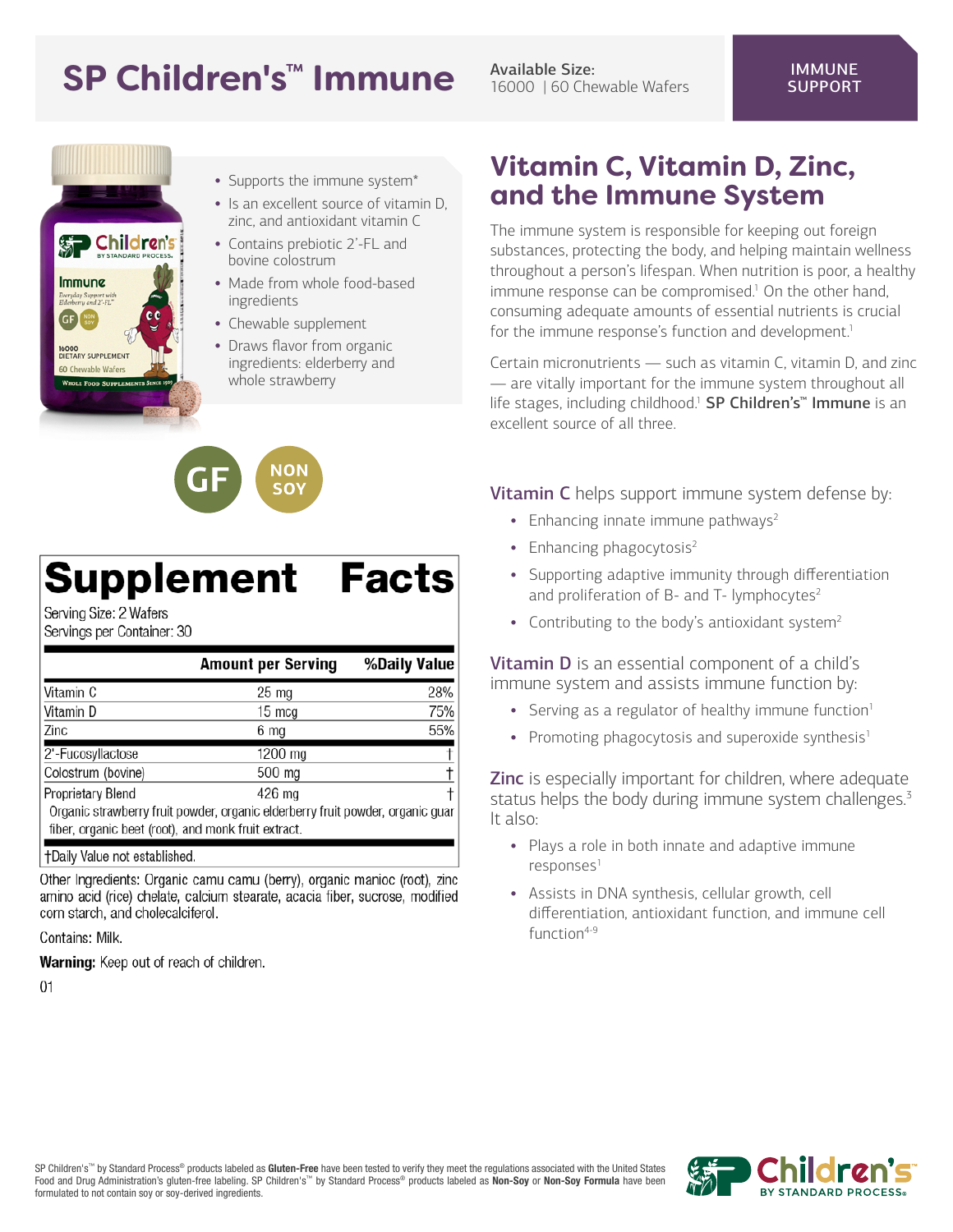# SP Children's™ Immune

**Available Size:**
16000 | 60 Chewable Wafers

IMMUNE SUPPORT

- Supports the immune system*
- Is an excellent source of vitamin D, zinc, and antioxidant vitamin C
- Contains prebiotic 2'-FL and bovine colostrum
- Made from whole food-based ingredients
- Chewable supplement
- Draws flavor from organic ingredients: elderberry and whole strawberry

GF | NON SOY

## Supplement Facts

Serving Size: 2 Wafers
Servings per Container: 30

| | Amount per Serving | %Daily Value |
|---|---|---|
| Vitamin C | 25 mg | 28% |
| Vitamin D | 15 mcg | 75% |
| Zinc | 6 mg | 55% |
| 2'-Fucosyllactose | 1200 mg | † |
| Colostrum (bovine) | 500 mg | † |
| Proprietary Blend | 426 mg | † |
| Organic strawberry fruit powder, organic elderberry fruit powder, organic guar fiber, organic beet (root), and monk fruit extract. | | |

†Daily Value not established.

Other Ingredients: Organic camu camu (berry), organic manioc (root), zinc amino acid (rice) chelate, calcium stearate, acacia fiber, sucrose, modified corn starch, and cholecalciferol.

Contains: Milk.

**Warning:** Keep out of reach of children.

01

## Vitamin C, Vitamin D, Zinc, and the Immune System

The immune system is responsible for keeping out foreign substances, protecting the body, and helping maintain wellness throughout a person's lifespan. When nutrition is poor, a healthy immune response can be compromised.[1] On the other hand, consuming adequate amounts of essential nutrients is crucial for the immune response's function and development.[1]

Certain micronutrients — such as vitamin C, vitamin D, and zinc — are vitally important for the immune system throughout all life stages, including childhood.[1] **SP Children's™ Immune** is an excellent source of all three.

**Vitamin C** helps support immune system defense by:

- Enhancing innate immune pathways[2]
- Enhancing phagocytosis[2]
- Supporting adaptive immunity through differentiation and proliferation of B- and T- lymphocytes[2]
- Contributing to the body's antioxidant system[2]

**Vitamin D** is an essential component of a child's immune system and assists immune function by:

- Serving as a regulator of healthy immune function[1]
- Promoting phagocytosis and superoxide synthesis[1]

**Zinc** is especially important for children, where adequate status helps the body during immune system challenges.[3] It also:

- Plays a role in both innate and adaptive immune responses[1]
- Assists in DNA synthesis, cellular growth, cell differentiation, antioxidant function, and immune cell function[4-9]

SP Children's™ by Standard Process® products labeled as **Gluten-Free** have been tested to verify they meet the regulations associated with the United States Food and Drug Administration's gluten-free labeling. SP Children's™ by Standard Process® products labeled as **Non-Soy** or **Non-Soy Formula** have been formulated to not contain soy or soy-derived ingredients.

Children's BY STANDARD PROCESS®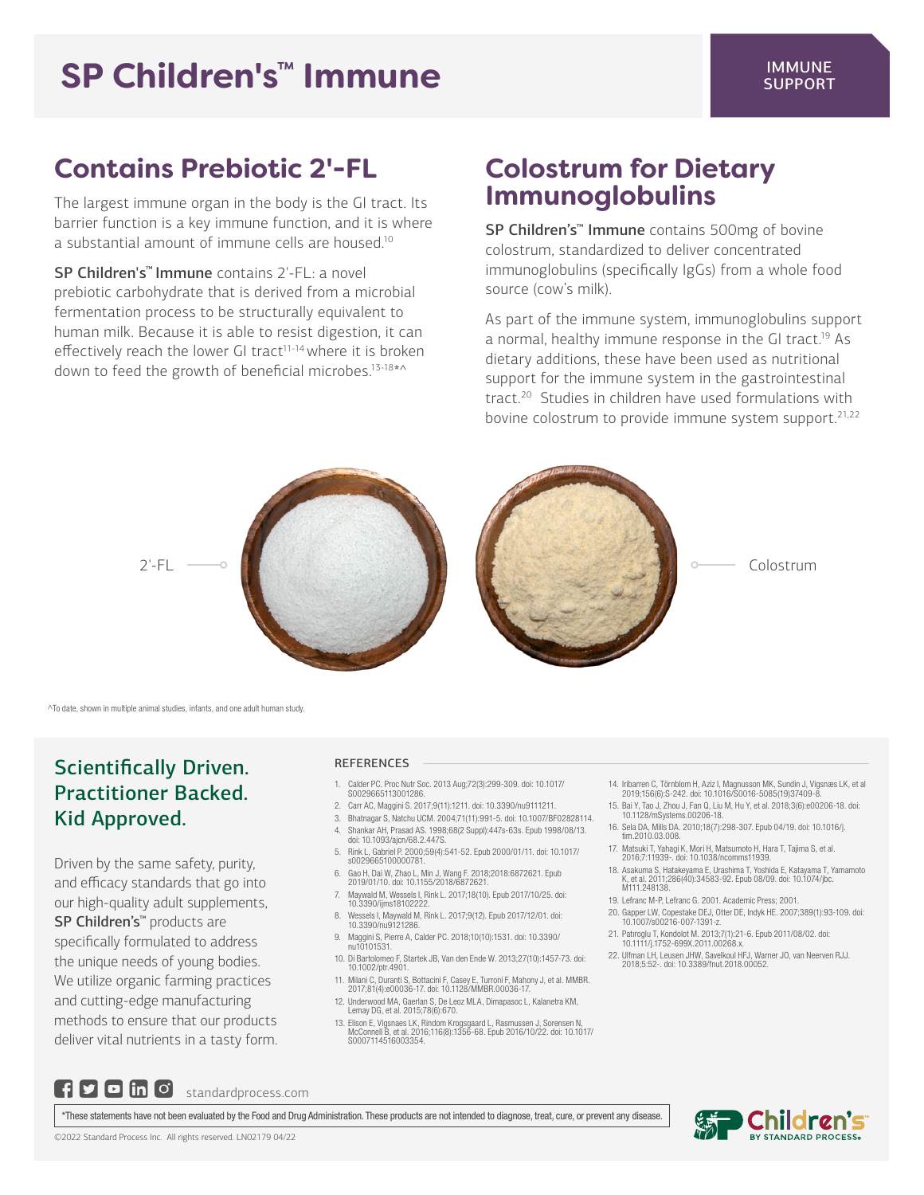# SP Children's™ Immune

IMMUNE SUPPORT

## Contains Prebiotic 2'-FL

The largest immune organ in the body is the GI tract. Its barrier function is a key immune function, and it is where a substantial amount of immune cells are housed.[10]

**SP Children's™ Immune** contains 2'-FL: a novel prebiotic carbohydrate that is derived from a microbial fermentation process to be structurally equivalent to human milk. Because it is able to resist digestion, it can effectively reach the lower GI tract[11-14] where it is broken down to feed the growth of beneficial microbes.[13-18*^]

## Colostrum for Dietary Immunoglobulins

**SP Children's™ Immune** contains 500mg of bovine colostrum, standardized to deliver concentrated immunoglobulins (specifically IgGs) from a whole food source (cow's milk).

As part of the immune system, immunoglobulins support a normal, healthy immune response in the GI tract.[19] As dietary additions, these have been used as nutritional support for the immune system in the gastrointestinal tract.[20] Studies in children have used formulations with bovine colostrum to provide immune system support.[21,22]

2'-FL

Colostrum

^To date, shown in multiple animal studies, infants, and one adult human study.

## Scientifically Driven. Practitioner Backed. Kid Approved.

Driven by the same safety, purity, and efficacy standards that go into our high-quality adult supplements, **SP Children's™** products are specifically formulated to address the unique needs of young bodies. We utilize organic farming practices and cutting-edge manufacturing methods to ensure that our products deliver vital nutrients in a tasty form.

### REFERENCES

1. Calder PC. Proc Nutr Soc. 2013 Aug;72(3):299-309. doi: 10.1017/S0029665113001286.
2. Carr AC, Maggini S. 2017;9(11):1211. doi: 10.3390/nu9111211.
3. Bhatnagar S, Natchu UCM. 2004;71(11):991-5. doi: 10.1007/BF02828114.
4. Shankar AH, Prasad AS. 1998;68(2 Suppl):447s-63s. Epub 1998/08/13. doi: 10.1093/ajcn/68.2.447S.
5. Rink L, Gabriel P. 2000;59(4):541-52. Epub 2000/01/11. doi: 10.1017/s0029665100000781.
6. Gao H, Dai W, Zhao L, Min J, Wang F. 2018;2018:6872621. Epub 2019/01/10. doi: 10.1155/2018/6872621.
7. Maywald M, Wessels I, Rink L. 2017;18(10). Epub 2017/10/25. doi: 10.3390/ijms18102222.
8. Wessels I, Maywald M, Rink L. 2017;9(12). Epub 2017/12/01. doi: 10.3390/nu9121286.
9. Maggini S, Pierre A, Calder PC. 2018;10(10):1531. doi: 10.3390/nu10101531.
10. Di Bartolomeo F, Startek JB, Van den Ende W. 2013;27(10):1457-73. doi: 10.1002/ptr.4901.
11. Milani C, Duranti S, Bottacini F, Casey E, Turroni F, Mahony J, et al. MMBR. 2017;81(4):e00036-17. doi: 10.1128/MMBR.00036-17.
12. Underwood MA, Gaerlan S, De Leoz MLA, Dimapasoc L, Kalanetra KM, Lemay DG, et al. 2015;78(6):670.
13. Elison E, Vigsnaes LK, Rindom Krogsgaard L, Rasmussen J, Sorensen N, McConnell B, et al. 2016;116(8):1356-68. Epub 2016/10/22. doi: 10.1017/S0007114516003354.
14. Iribarren C, Törnblom H, Aziz I, Magnusson MK, Sundin J, Vigsnæs LK, et al 2019;156(6):S-242. doi: 10.1016/S0016-5085(19)37409-8.
15. Bai Y, Tao J, Zhou J, Fan Q, Liu M, Hu Y, et al. 2018;3(6):e00206-18. doi: 10.1128/mSystems.00206-18.
16. Sela DA, Mills DA. 2010;18(7):298-307. Epub 04/19. doi: 10.1016/j.tim.2010.03.008.
17. Matsuki T, Yahagi K, Mori H, Matsumoto H, Hara T, Tajima S, et al. 2016;7:11939-. doi: 10.1038/ncomms11939.
18. Asakuma S, Hatakeyama E, Urashima T, Yoshida E, Katayama T, Yamamoto K, et al. 2011;286(40):34583-92. Epub 08/09. doi: 10.1074/jbc.M111.248138.
19. Lefranc M-P, Lefranc G. 2001. Academic Press; 2001.
20. Gapper LW, Copestake DEJ, Otter DE, Indyk HE. 2007;389(1):93-109. doi: 10.1007/s00216-007-1391-z.
21. Patiroglu T, Kondolot M. 2013;7(1):21-6. Epub 2011/08/02. doi: 10.1111/j.1752-699X.2011.00268.x.
22. Ulfman LH, Leusen JHW, Savelkoul HFJ, Warner JO, van Neerven RJJ. 2018;5:52-. doi: 10.3389/fnut.2018.00052.

standardprocess.com

*These statements have not been evaluated by the Food and Drug Administration. These products are not intended to diagnose, treat, cure, or prevent any disease.

©2022 Standard Process Inc. All rights reserved. LN02179 04/22

SP Children's™ BY STANDARD PROCESS®